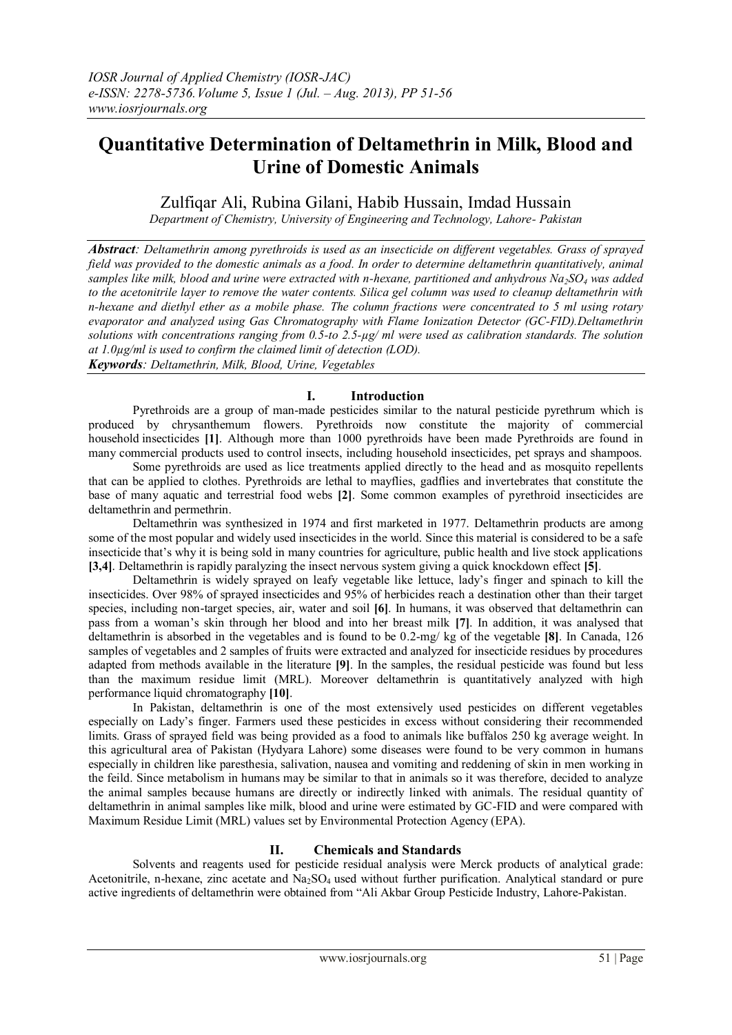# Quantitative Determination of Deltamethrin in Milk, Blood and Urine of Domestic Animals

Zulfiqar Ali, Rubina Gilani, Habib Hussain, Imdad Hussain

*Department of Chemistry, University of Engineering and Technology, Lahore- Pakistan*

***Abstract**: Deltamethrin among pyrethroids is used as an insecticide on different vegetables. Grass of sprayed field was provided to the domestic animals as a food. In order to determine deltamethrin quantitatively, animal samples like milk, blood and urine were extracted with n-hexane, partitioned and anhydrous $Na_2SO_4$ was added to the acetonitrile layer to remove the water contents. Silica gel column was used to cleanup deltamethrin with n-hexane and diethyl ether as a mobile phase. The column fractions were concentrated to 5 ml using rotary evaporator and analyzed using Gas Chromatography with Flame Ionization Detector (GC-FID).Deltamethrin solutions with concentrations ranging from 0.5-to 2.5-µg/ ml were used as calibration standards. The solution at 1.0µg/ml is used to confirm the claimed limit of detection (LOD).*

***Keywords**: Deltamethrin, Milk, Blood, Urine, Vegetables*

## I. Introduction

Pyrethroids are a group of man-made pesticides similar to the natural pesticide pyrethrum which is produced by chrysanthemum flowers. Pyrethroids now constitute the majority of commercial household insecticides **[1]**. Although more than 1000 pyrethroids have been made Pyrethroids are found in many commercial products used to control insects, including household insecticides, pet sprays and shampoos.

Some pyrethroids are used as lice treatments applied directly to the head and as mosquito repellents that can be applied to clothes. Pyrethroids are lethal to mayflies, gadflies and invertebrates that constitute the base of many aquatic and terrestrial food webs **[2]**. Some common examples of pyrethroid insecticides are deltamethrin and permethrin.

Deltamethrin was synthesized in 1974 and first marketed in 1977. Deltamethrin products are among some of the most popular and widely used insecticides in the world. Since this material is considered to be a safe insecticide that's why it is being sold in many countries for agriculture, public health and live stock applications **[3,4]**. Deltamethrin is rapidly paralyzing the insect nervous system giving a quick knockdown effect **[5]**.

Deltamethrin is widely sprayed on leafy vegetable like lettuce, lady's finger and spinach to kill the insecticides. Over 98% of sprayed insecticides and 95% of herbicides reach a destination other than their target species, including non-target species, air, water and soil **[6]**. In humans, it was observed that deltamethrin can pass from a woman's skin through her blood and into her breast milk **[7]**. In addition, it was analysed that deltamethrin is absorbed in the vegetables and is found to be 0.2-mg/ kg of the vegetable **[8]**. In Canada, 126 samples of vegetables and 2 samples of fruits were extracted and analyzed for insecticide residues by procedures adapted from methods available in the literature **[9]**. In the samples, the residual pesticide was found but less than the maximum residue limit (MRL). Moreover deltamethrin is quantitatively analyzed with high performance liquid chromatography **[10]**.

In Pakistan, deltamethrin is one of the most extensively used pesticides on different vegetables especially on Lady's finger. Farmers used these pesticides in excess without considering their recommended limits. Grass of sprayed field was being provided as a food to animals like buffalos 250 kg average weight. In this agricultural area of Pakistan (Hydyara Lahore) some diseases were found to be very common in humans especially in children like paresthesia, salivation, nausea and vomiting and reddening of skin in men working in the feild. Since metabolism in humans may be similar to that in animals so it was therefore, decided to analyze the animal samples because humans are directly or indirectly linked with animals. The residual quantity of deltamethrin in animal samples like milk, blood and urine were estimated by GC-FID and were compared with Maximum Residue Limit (MRL) values set by Environmental Protection Agency (EPA).

## II. Chemicals and Standards

Solvents and reagents used for pesticide residual analysis were Merck products of analytical grade: Acetonitrile, n-hexane, zinc acetate and $Na_2SO_4$ used without further purification. Analytical standard or pure active ingredients of deltamethrin were obtained from "Ali Akbar Group Pesticide Industry, Lahore-Pakistan.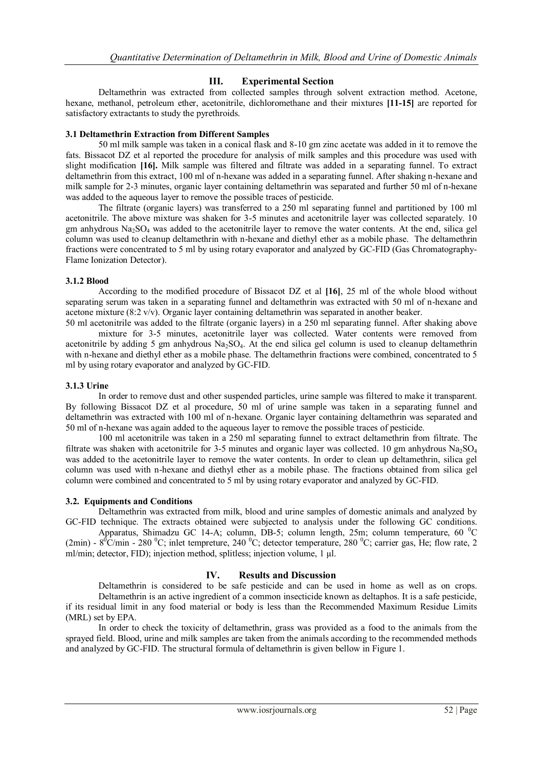## III. Experimental Section

Deltamethrin was extracted from collected samples through solvent extraction method. Acetone, hexane, methanol, petroleum ether, acetonitrile, dichloromethane and their mixtures **[11-15]** are reported for satisfactory extractants to study the pyrethroids.

### 3.1 Deltamethrin Extraction from Different Samples

50 ml milk sample was taken in a conical flask and 8-10 gm zinc acetate was added in it to remove the fats. Bissacot DZ et al reported the procedure for analysis of milk samples and this procedure was used with slight modification **[16].** Milk sample was filtered and filtrate was added in a separating funnel. To extract deltamethrin from this extract, 100 ml of n-hexane was added in a separating funnel. After shaking n-hexane and milk sample for 2-3 minutes, organic layer containing deltamethrin was separated and further 50 ml of n-hexane was added to the aqueous layer to remove the possible traces of pesticide.

The filtrate (organic layers) was transferred to a 250 ml separating funnel and partitioned by 100 ml acetonitrile. The above mixture was shaken for 3-5 minutes and acetonitrile layer was collected separately. 10 gm anhydrous $Na_2SO_4$ was added to the acetonitrile layer to remove the water contents. At the end, silica gel column was used to cleanup deltamethrin with n-hexane and diethyl ether as a mobile phase. The deltamethrin fractions were concentrated to 5 ml by using rotary evaporator and analyzed by GC-FID (Gas Chromatography-Flame Ionization Detector).

### 3.1.2 Blood

According to the modified procedure of Bissacot DZ et al **[16]**, 25 ml of the whole blood without separating serum was taken in a separating funnel and deltamethrin was extracted with 50 ml of n-hexane and acetone mixture (8:2 v/v). Organic layer containing deltamethrin was separated in another beaker.

50 ml acetonitrile was added to the filtrate (organic layers) in a 250 ml separating funnel. After shaking above mixture for 3-5 minutes, acetonitrile layer was collected. Water contents were removed from acetonitrile by adding 5 gm anhydrous $Na_2SO_4$. At the end silica gel column is used to cleanup deltamethrin with n-hexane and diethyl ether as a mobile phase. The deltamethrin fractions were combined, concentrated to 5 ml by using rotary evaporator and analyzed by GC-FID.

### 3.1.3 Urine

In order to remove dust and other suspended particles, urine sample was filtered to make it transparent. By following Bissacot DZ et al procedure, 50 ml of urine sample was taken in a separating funnel and deltamethrin was extracted with 100 ml of n-hexane. Organic layer containing deltamethrin was separated and 50 ml of n-hexane was again added to the aqueous layer to remove the possible traces of pesticide.

100 ml acetonitrile was taken in a 250 ml separating funnel to extract deltamethrin from filtrate. The filtrate was shaken with acetonitrile for 3-5 minutes and organic layer was collected. 10 gm anhydrous $Na_2SO_4$ was added to the acetonitrile layer to remove the water contents. In order to clean up deltamethrin, silica gel column was used with n-hexane and diethyl ether as a mobile phase. The fractions obtained from silica gel column were combined and concentrated to 5 ml by using rotary evaporator and analyzed by GC-FID.

### 3.2. Equipments and Conditions

Deltamethrin was extracted from milk, blood and urine samples of domestic animals and analyzed by GC-FID technique. The extracts obtained were subjected to analysis under the following GC conditions.

Apparatus, Shimadzu GC 14-A; column, DB-5; column length, 25m; column temperature, 60 $^0$C (2min) - 8$^0$C/min - 280 $^0$C; inlet tempreture, 240 $^0$C; detector temperature, 280 $^0$C; carrier gas, He; flow rate, 2 ml/min; detector, FID); injection method, splitless; injection volume, 1 µl.

## IV. Results and Discussion

Deltamethrin is considered to be safe pesticide and can be used in home as well as on crops.

Deltamethrin is an active ingredient of a common insecticide known as deltaphos. It is a safe pesticide, if its residual limit in any food material or body is less than the Recommended Maximum Residue Limits (MRL) set by EPA.

In order to check the toxicity of deltamethrin, grass was provided as a food to the animals from the sprayed field. Blood, urine and milk samples are taken from the animals according to the recommended methods and analyzed by GC-FID. The structural formula of deltamethrin is given bellow in Figure 1.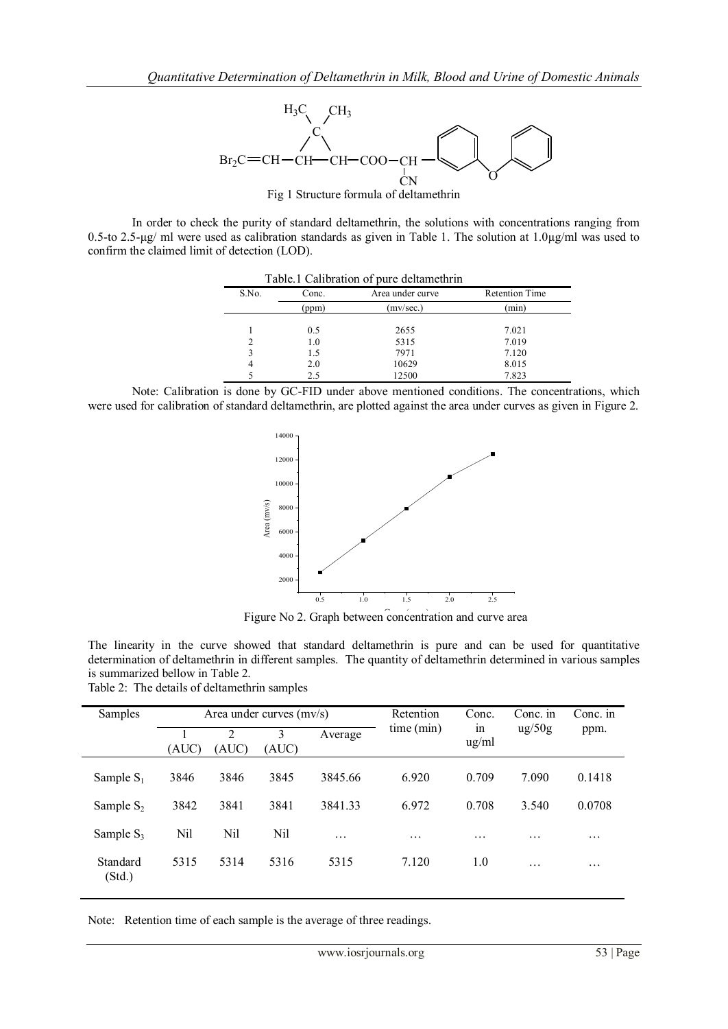Fig 1 Structure formula of deltamethrin

In order to check the purity of standard deltamethrin, the solutions with concentrations ranging from 0.5-to 2.5-µg/ ml were used as calibration standards as given in Table 1. The solution at 1.0µg/ml was used to confirm the claimed limit of detection (LOD).

Table.1 Calibration of pure deltamethrin

| S.No. | Conc. (ppm) | Area under curve (mv/sec.) | Retention Time (min) |
|---|---|---|---|
| 1 | 0.5 | 2655 | 7.021 |
| 2 | 1.0 | 5315 | 7.019 |
| 3 | 1.5 | 7971 | 7.120 |
| 4 | 2.0 | 10629 | 8.015 |
| 5 | 2.5 | 12500 | 7.823 |

Note: Calibration is done by GC-FID under above mentioned conditions. The concentrations, which were used for calibration of standard deltamethrin, are plotted against the area under curves as given in Figure 2.

Figure No 2. Graph between concentration and curve area

The linearity in the curve showed that standard deltamethrin is pure and can be used for quantitative determination of deltamethrin in different samples. The quantity of deltamethrin determined in various samples is summarized bellow in Table 2.

Table 2: The details of deltamethrin samples

| Samples | Area under curves (mv/s) | | | | Retention time (min) | Conc. in ug/ml | Conc. in ug/50g | Conc. in ppm. |
|---|---|---|---|---|---|---|---|---|
| | 1 (AUC) | 2 (AUC) | 3 (AUC) | Average | | | | |
| Sample $S_1$ | 3846 | 3846 | 3845 | 3845.66 | 6.920 | 0.709 | 7.090 | 0.1418 |
| Sample $S_2$ | 3842 | 3841 | 3841 | 3841.33 | 6.972 | 0.708 | 3.540 | 0.0708 |
| Sample $S_3$ | Nil | Nil | Nil | … | … | … | … | … |
| Standard (Std.) | 5315 | 5314 | 5316 | 5315 | 7.120 | 1.0 | … | … |

Note: Retention time of each sample is the average of three readings.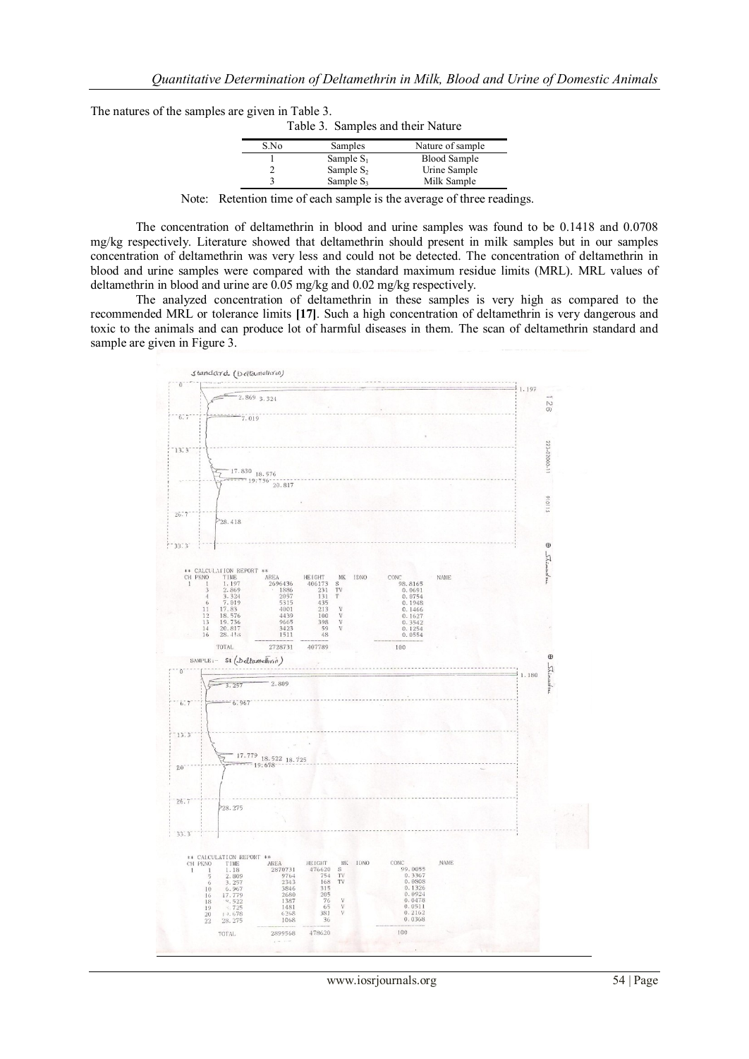The natures of the samples are given in Table 3.

Table 3. Samples and their Nature

| S.No | Samples | Nature of sample |
|---|---|---|
| 1 | Sample $S_1$ | Blood Sample |
| 2 | Sample $S_2$ | Urine Sample |
| 3 | Sample $S_3$ | Milk Sample |

Note: Retention time of each sample is the average of three readings.

The concentration of deltamethrin in blood and urine samples was found to be 0.1418 and 0.0708 mg/kg respectively. Literature showed that deltamethrin should present in milk samples but in our samples concentration of deltamethrin was very less and could not be detected. The concentration of deltamethrin in blood and urine samples were compared with the standard maximum residue limits (MRL). MRL values of deltamethrin in blood and urine are 0.05 mg/kg and 0.02 mg/kg respectively.

The analyzed concentration of deltamethrin in these samples is very high as compared to the recommended MRL or tolerance limits **[17]**. Such a high concentration of deltamethrin is very dangerous and toxic to the animals and can produce lot of harmful diseases in them. The scan of deltamethrin standard and sample are given in Figure 3.

Standard (Deltamethrin)

** CALCULATION REPORT **

| CH | PKNO | TIME | AREA | HEIGHT | MK | IDNO | CONC | NAME |
|---|---|---|---|---|---|---|---|---|
| 1 | 1 | 1.197 | 2696436 | 406173 | S | | 98.8165 | |
| | 3 | 2.869 | 1886 | 231 | TV | | 0.0691 | |
| | 4 | 3.324 | 2057 | 131 | T | | 0.0754 | |
| | 6 | 7.019 | 5315 | 435 | | | 0.1948 | |
| | 11 | 17.83 | 4001 | 213 | V | | 0.1466 | |
| | 12 | 18.576 | 4439 | 100 | V | | 0.1627 | |
| | 13 | 19.736 | 9665 | 398 | V | | 0.3542 | |
| | 14 | 20.817 | 3423 | 59 | V | | 0.1254 | |
| | 16 | 28.418 | 1511 | 48 | | | 0.0554 | |
| | | TOTAL | 2728731 | 407789 | | | 100 | |

SAMPLE:- S1 (Deltamethrin)

** CALCULATION REPORT **

| CH | PKNO | TIME | AREA | HEIGHT | MK | IDNO | CONC | NAME |
|---|---|---|---|---|---|---|---|---|
| 1 | 1 | 1.18 | 2870731 | 476620 | S | | 99.0055 | |
| | 5 | 2.809 | 9764 | 754 | TV | | 0.3367 | |
| | 6 | 3.257 | 2343 | 168 | TV | | 0.0808 | |
| | 10 | 6.967 | 3846 | 315 | | | 0.1326 | |
| | 16 | 17.779 | 2680 | 205 | | | 0.0924 | |
| | 18 | 18.522 | 1387 | 76 | V | | 0.0478 | |
| | 19 | 18.725 | 1481 | 65 | V | | 0.0511 | |
| | 20 | 19.678 | 6268 | 381 | V | | 0.2162 | |
| | 22 | 28.275 | 1068 | 36 | | | 0.0368 | |
| | | TOTAL | 2899568 | 478620 | | | 100 | |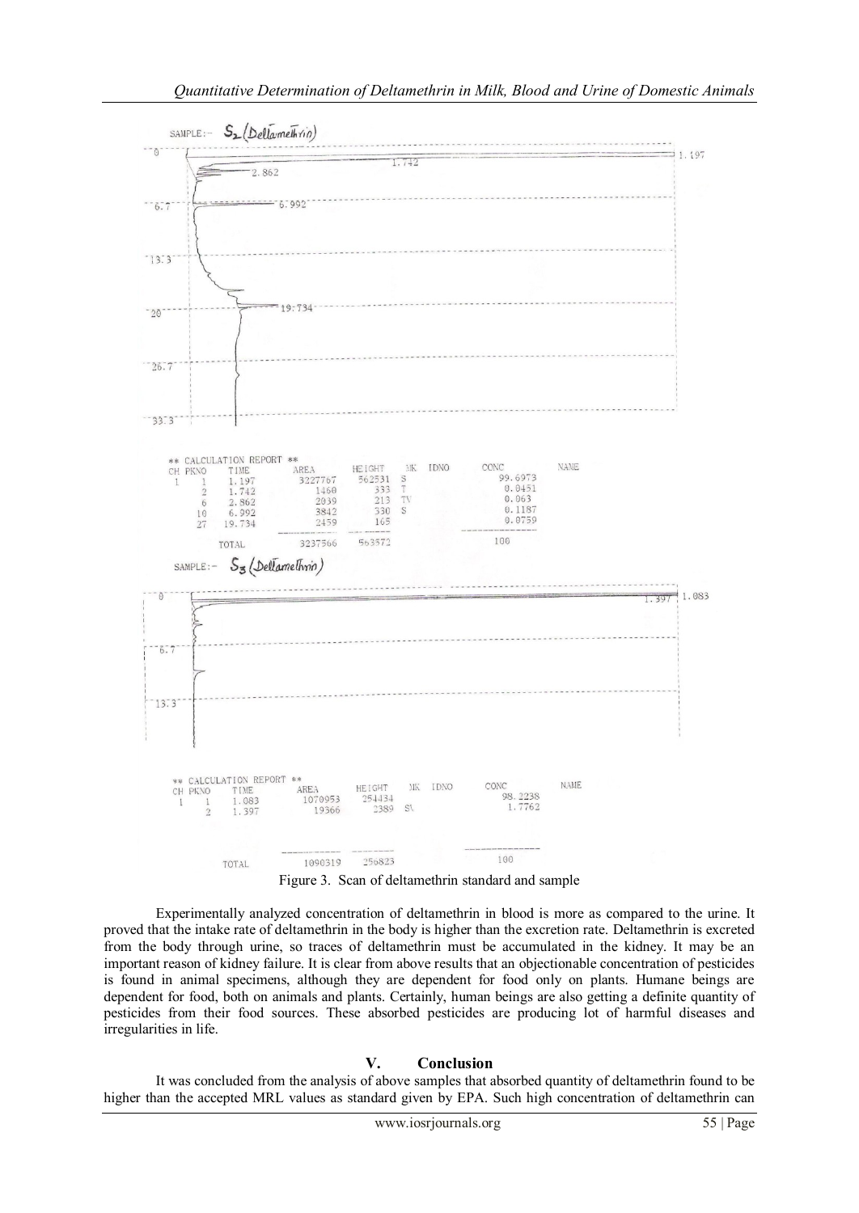SAMPLE:- $S_2$ (Deltamethrin)

** CALCULATION REPORT **

| CH | PKNO | TIME | AREA | HEIGHT | MK | IDNO | CONC | NAME |
|---|---|---|---|---|---|---|---|---|
| 1 | 1 | 1.197 | 3227767 | 562531 | S | | 99.6973 | |
| | 2 | 1.742 | 1460 | 333 | T | | 0.0451 | |
| | 6 | 2.862 | 2039 | 213 | TV | | 0.063 | |
| | 10 | 6.992 | 3842 | 330 | S | | 0.1187 | |
| | 27 | 19.734 | 2459 | 165 | | | 0.0759 | |
| | | TOTAL | 3237566 | 563572 | | | 100 | |

SAMPLE:- $S_3$ (Deltamethrin)

** CALCULATION REPORT **

| CH | PKNO | TIME | AREA | HEIGHT | MK | IDNO | CONC | NAME |
|---|---|---|---|---|---|---|---|---|
| 1 | 1 | 1.083 | 1070953 | 254434 | | | 98.2238 | |
| | 2 | 1.397 | 19366 | 2389 | SV | | 1.7762 | |
| | | TOTAL | 1090319 | 256823 | | | 100 | |

Figure 3. Scan of deltamethrin standard and sample

Experimentally analyzed concentration of deltamethrin in blood is more as compared to the urine. It proved that the intake rate of deltamethrin in the body is higher than the excretion rate. Deltamethrin is excreted from the body through urine, so traces of deltamethrin must be accumulated in the kidney. It may be an important reason of kidney failure. It is clear from above results that an objectionable concentration of pesticides is found in animal specimens, although they are dependent for food only on plants. Humane beings are dependent for food, both on animals and plants. Certainly, human beings are also getting a definite quantity of pesticides from their food sources. These absorbed pesticides are producing lot of harmful diseases and irregularities in life.

## V. Conclusion

It was concluded from the analysis of above samples that absorbed quantity of deltamethrin found to be higher than the accepted MRL values as standard given by EPA. Such high concentration of deltamethrin can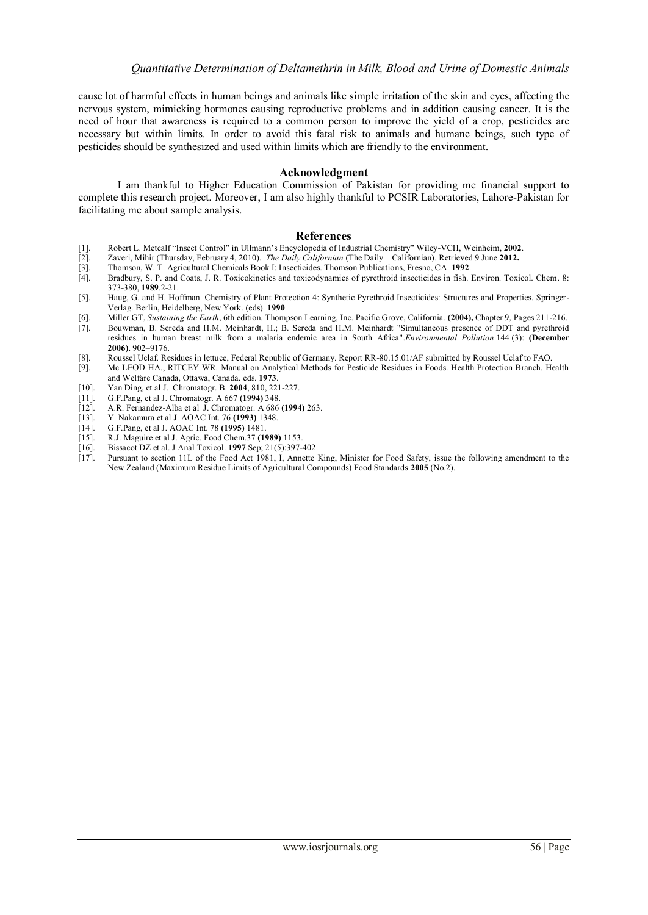cause lot of harmful effects in human beings and animals like simple irritation of the skin and eyes, affecting the nervous system, mimicking hormones causing reproductive problems and in addition causing cancer. It is the need of hour that awareness is required to a common person to improve the yield of a crop, pesticides are necessary but within limits. In order to avoid this fatal risk to animals and humane beings, such type of pesticides should be synthesized and used within limits which are friendly to the environment.

## Acknowledgment

I am thankful to Higher Education Commission of Pakistan for providing me financial support to complete this research project. Moreover, I am also highly thankful to PCSIR Laboratories, Lahore-Pakistan for facilitating me about sample analysis.

## References

[1]. Robert L. Metcalf "Insect Control" in Ullmann's Encyclopedia of Industrial Chemistry" Wiley-VCH, Weinheim, **2002**.

[2]. Zaveri, Mihir (Thursday, February 4, 2010). *The Daily Californian* (The Daily Californian). Retrieved 9 June **2012.**

[3]. Thomson, W. T. Agricultural Chemicals Book I: Insecticides. Thomson Publications, Fresno, CA. **1992**.

[4]. Bradbury, S. P. and Coats, J. R. Toxicokinetics and toxicodynamics of pyrethroid insecticides in fish. Environ. Toxicol. Chem. 8: 373-380, **1989**.2-21.

[5]. Haug, G. and H. Hoffman. Chemistry of Plant Protection 4: Synthetic Pyrethroid Insecticides: Structures and Properties. Springer-Verlag. Berlin, Heidelberg, New York. (eds). **1990**

[6]. Miller GT, *Sustaining the Earth*, 6th edition. Thompson Learning, Inc. Pacific Grove, California. **(2004),** Chapter 9, Pages 211-216.

[7]. Bouwman, B. Sereda and H.M. Meinhardt, H.; B. Sereda and H.M. Meinhardt "Simultaneous presence of DDT and pyrethroid residues in human breast milk from a malaria endemic area in South Africa".*Environmental Pollution* 144 (3): **(December 2006).** 902–9176.

[8]. Roussel Uclaf. Residues in lettuce, Federal Republic of Germany. Report RR-80.15.01/AF submitted by Roussel Uclaf to FAO.

[9]. Mc LEOD HA., RITCEY WR. Manual on Analytical Methods for Pesticide Residues in Foods. Health Protection Branch. Health and Welfare Canada, Ottawa, Canada. eds. **1973**.

[10]. Yan Ding, et al J. Chromatogr. B. **2004**, 810, 221-227.

[11]. G.F.Pang, et al J. Chromatogr. A 667 **(1994)** 348.

[12]. A.R. Fernandez-Alba et al J. Chromatogr. A 686 **(1994)** 263.

[13]. Y. Nakamura et al J. AOAC Int. 76 **(1993)** 1348.

[14]. G.F.Pang, et al J. AOAC Int. 78 **(1995)** 1481.

[15]. R.J. Maguire et al J. Agric. Food Chem.37 **(1989)** 1153.

[16]. Bissacot DZ et al. J Anal Toxicol. **1997** Sep; 21(5):397-402.

[17]. Pursuant to section 11L of the Food Act 1981, I, Annette King, Minister for Food Safety, issue the following amendment to the New Zealand (Maximum Residue Limits of Agricultural Compounds) Food Standards **2005** (No.2).